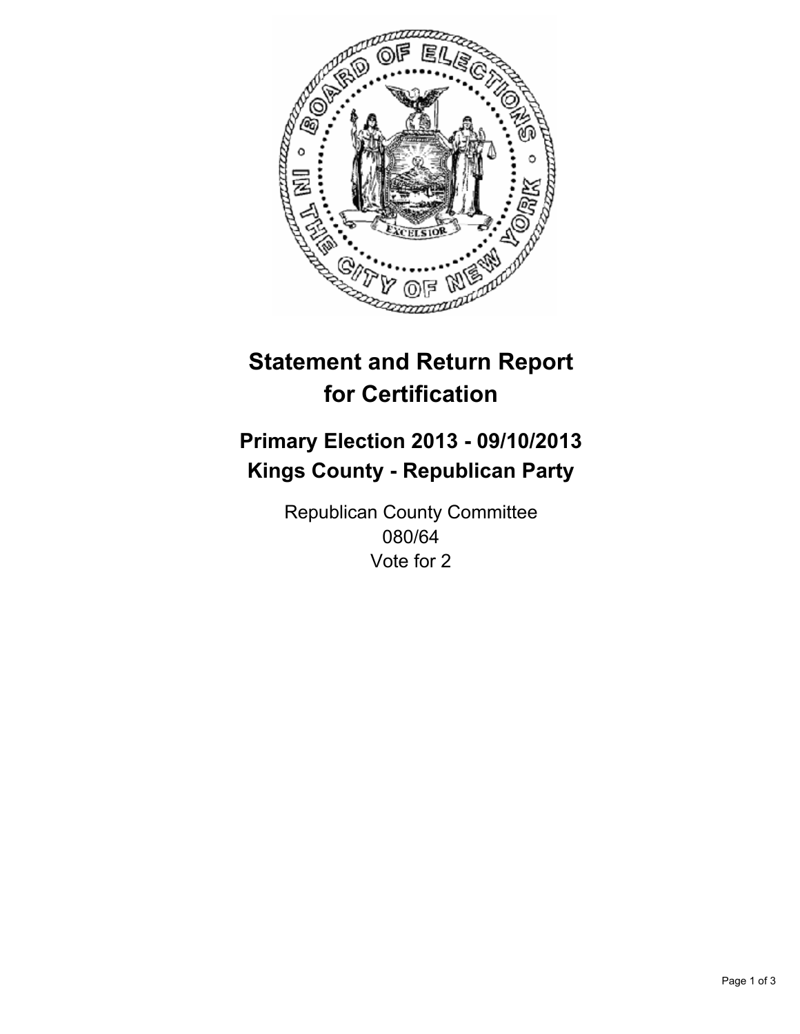# Statement and Return Report for Certification

## Primary Election 2013 - 09/10/2013
## Kings County - Republican Party

Republican County Committee
080/64
Vote for 2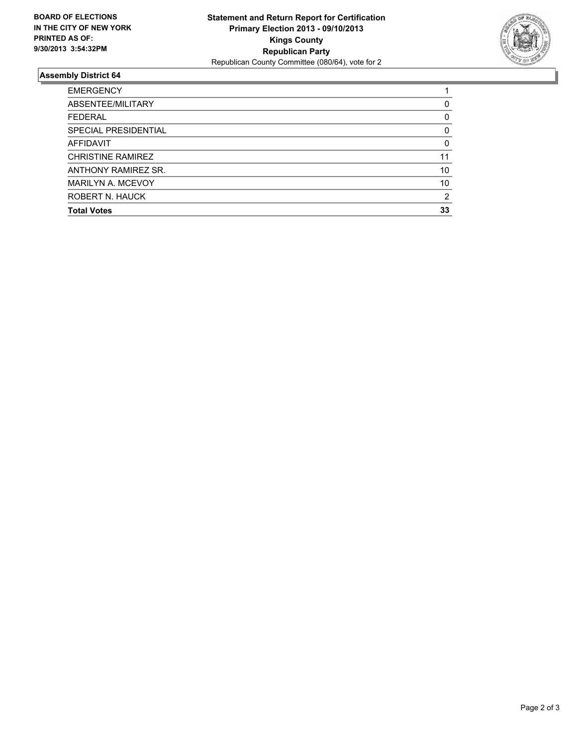**BOARD OF ELECTIONS IN THE CITY OF NEW YORK PRINTED AS OF: 9/30/2013 3:54:32PM**

**Statement and Return Report for Certification**
**Primary Election 2013 - 09/10/2013**
**Kings County**
**Republican Party**
Republican County Committee (080/64), vote for 2

## Assembly District 64

| | |
|---|---|
| EMERGENCY | 1 |
| ABSENTEE/MILITARY | 0 |
| FEDERAL | 0 |
| SPECIAL PRESIDENTIAL | 0 |
| AFFIDAVIT | 0 |
| CHRISTINE RAMIREZ | 11 |
| ANTHONY RAMIREZ SR. | 10 |
| MARILYN A. MCEVOY | 10 |
| ROBERT N. HAUCK | 2 |
| **Total Votes** | **33** |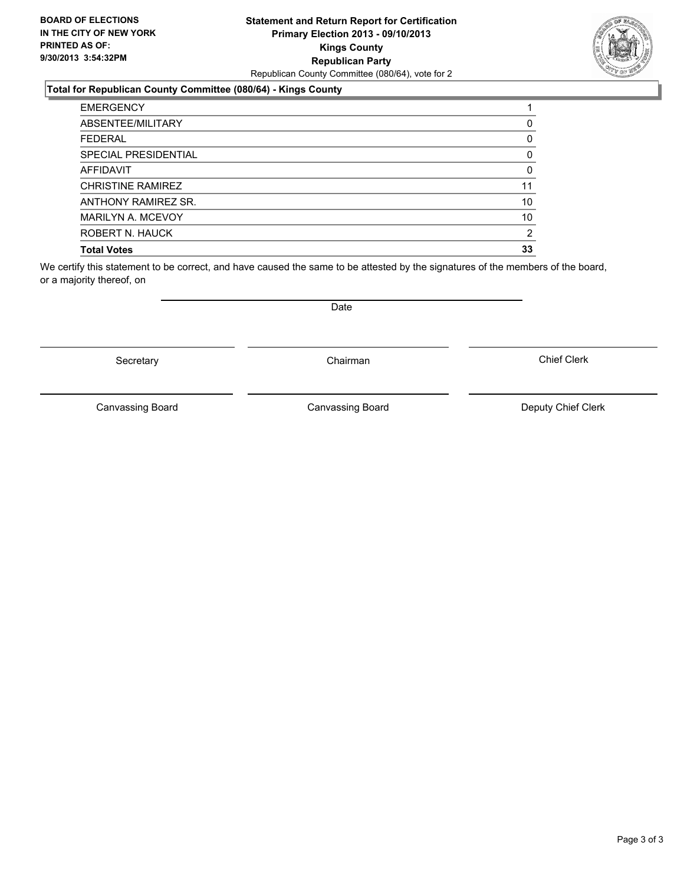**BOARD OF ELECTIONS IN THE CITY OF NEW YORK PRINTED AS OF: 9/30/2013 3:54:32PM**

**Statement and Return Report for Certification**
**Primary Election 2013 - 09/10/2013**
**Kings County**
**Republican Party**
Republican County Committee (080/64), vote for 2

**Total for Republican County Committee (080/64) - Kings County**

| | |
|---|---|
| EMERGENCY | 1 |
| ABSENTEE/MILITARY | 0 |
| FEDERAL | 0 |
| SPECIAL PRESIDENTIAL | 0 |
| AFFIDAVIT | 0 |
| CHRISTINE RAMIREZ | 11 |
| ANTHONY RAMIREZ SR. | 10 |
| MARILYN A. MCEVOY | 10 |
| ROBERT N. HAUCK | 2 |
| **Total Votes** | **33** |

We certify this statement to be correct, and have caused the same to be attested by the signatures of the members of the board, or a majority thereof, on

Date

Secretary

Chairman

Chief Clerk

Canvassing Board

Canvassing Board

Deputy Chief Clerk